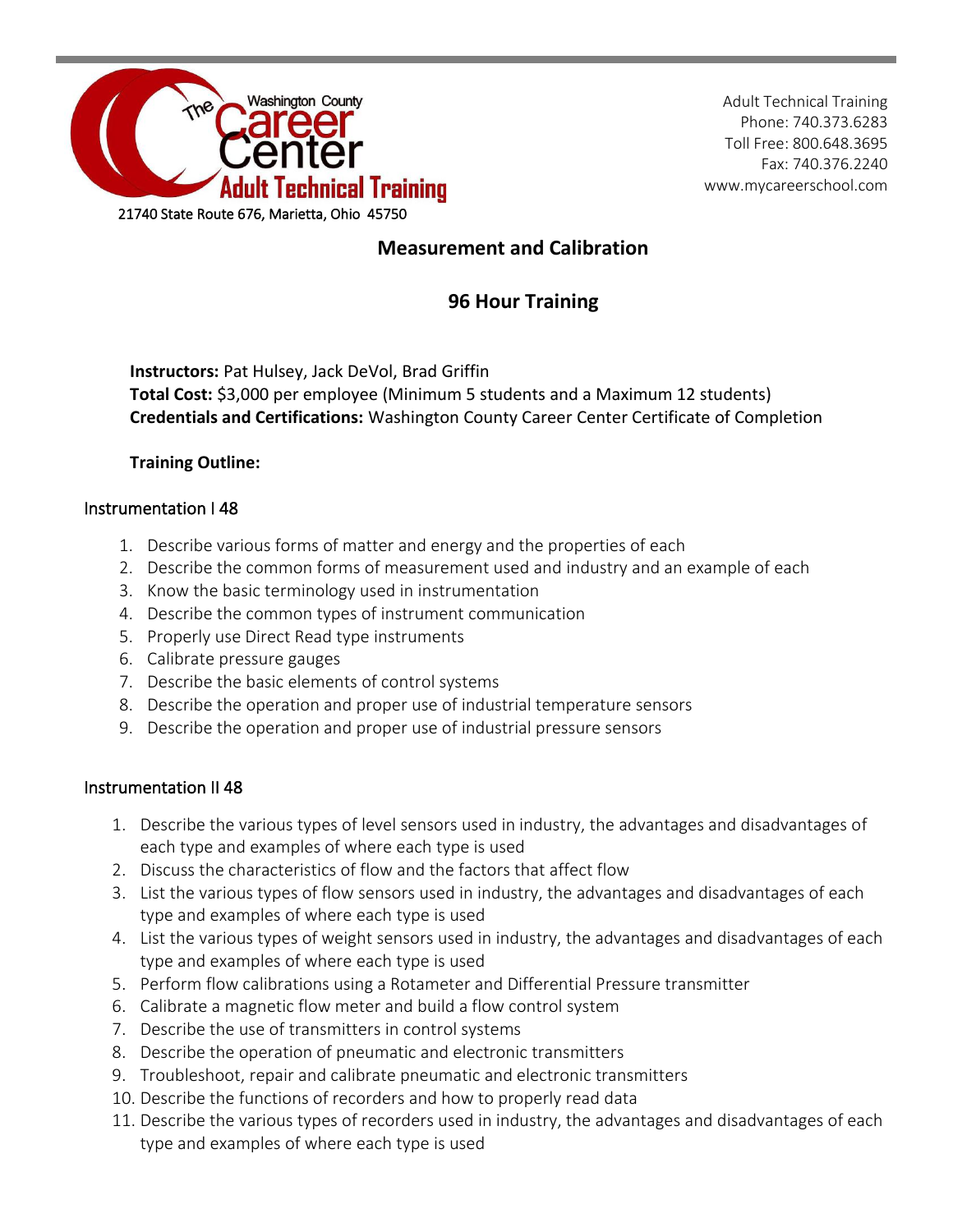The Washington County Career Center Adult Technical Training

21740 State Route 676, Marietta, Ohio 45750

Adult Technical Training
Phone: 740.373.6283
Toll Free: 800.648.3695
Fax: 740.376.2240
www.mycareerschool.com

# Measurement and Calibration

## 96 Hour Training

**Instructors:** Pat Hulsey, Jack DeVol, Brad Griffin
**Total Cost:** $3,000 per employee (Minimum 5 students and a Maximum 12 students)
**Credentials and Certifications:** Washington County Career Center Certificate of Completion

**Training Outline:**

### Instrumentation I 48

1. Describe various forms of matter and energy and the properties of each
2. Describe the common forms of measurement used and industry and an example of each
3. Know the basic terminology used in instrumentation
4. Describe the common types of instrument communication
5. Properly use Direct Read type instruments
6. Calibrate pressure gauges
7. Describe the basic elements of control systems
8. Describe the operation and proper use of industrial temperature sensors
9. Describe the operation and proper use of industrial pressure sensors

### Instrumentation II 48

1. Describe the various types of level sensors used in industry, the advantages and disadvantages of each type and examples of where each type is used
2. Discuss the characteristics of flow and the factors that affect flow
3. List the various types of flow sensors used in industry, the advantages and disadvantages of each type and examples of where each type is used
4. List the various types of weight sensors used in industry, the advantages and disadvantages of each type and examples of where each type is used
5. Perform flow calibrations using a Rotameter and Differential Pressure transmitter
6. Calibrate a magnetic flow meter and build a flow control system
7. Describe the use of transmitters in control systems
8. Describe the operation of pneumatic and electronic transmitters
9. Troubleshoot, repair and calibrate pneumatic and electronic transmitters
10. Describe the functions of recorders and how to properly read data
11. Describe the various types of recorders used in industry, the advantages and disadvantages of each type and examples of where each type is used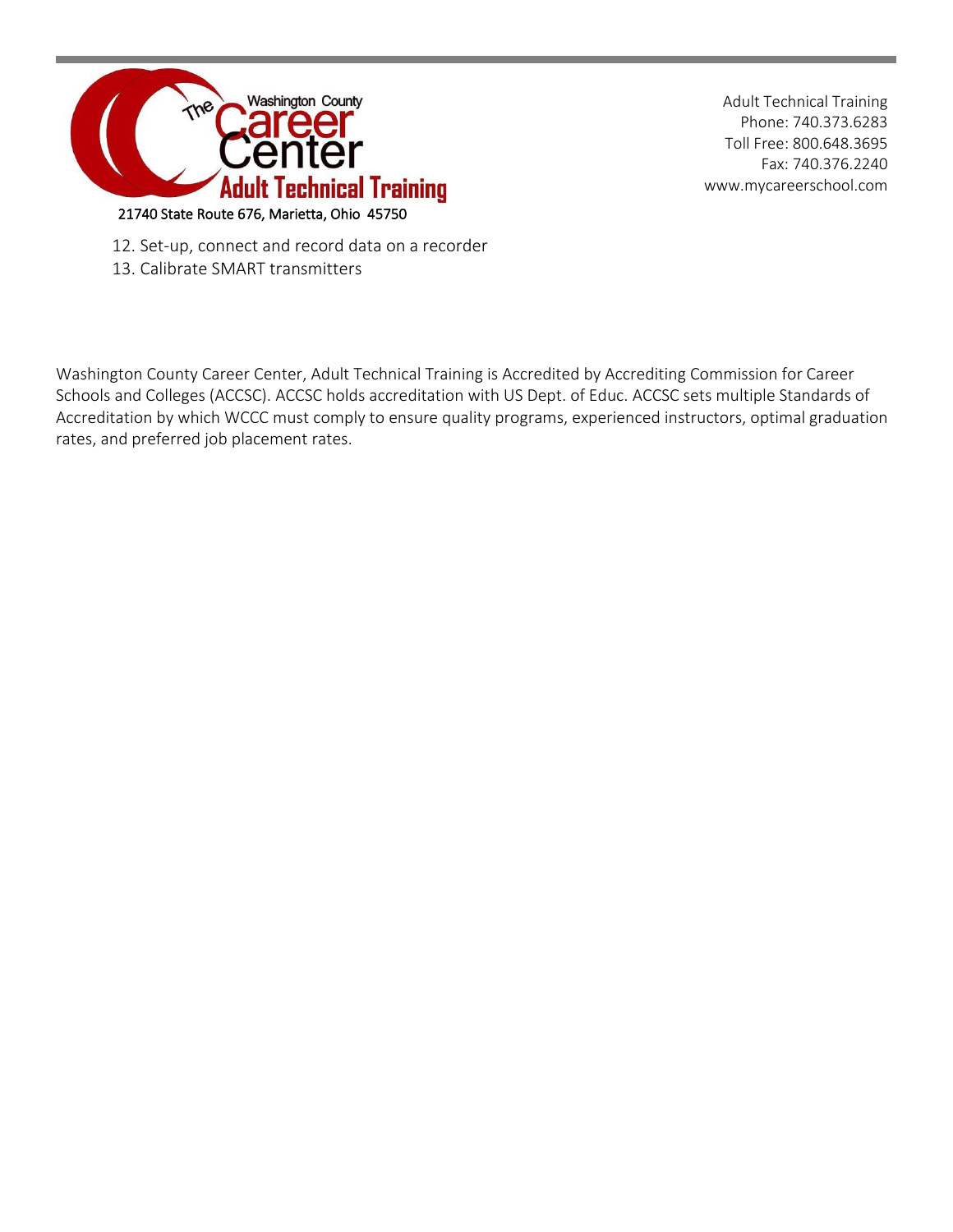12. Set-up, connect and record data on a recorder
13. Calibrate SMART transmitters

Washington County Career Center, Adult Technical Training is Accredited by Accrediting Commission for Career Schools and Colleges (ACCSC). ACCSC holds accreditation with US Dept. of Educ. ACCSC sets multiple Standards of Accreditation by which WCCC must comply to ensure quality programs, experienced instructors, optimal graduation rates, and preferred job placement rates.